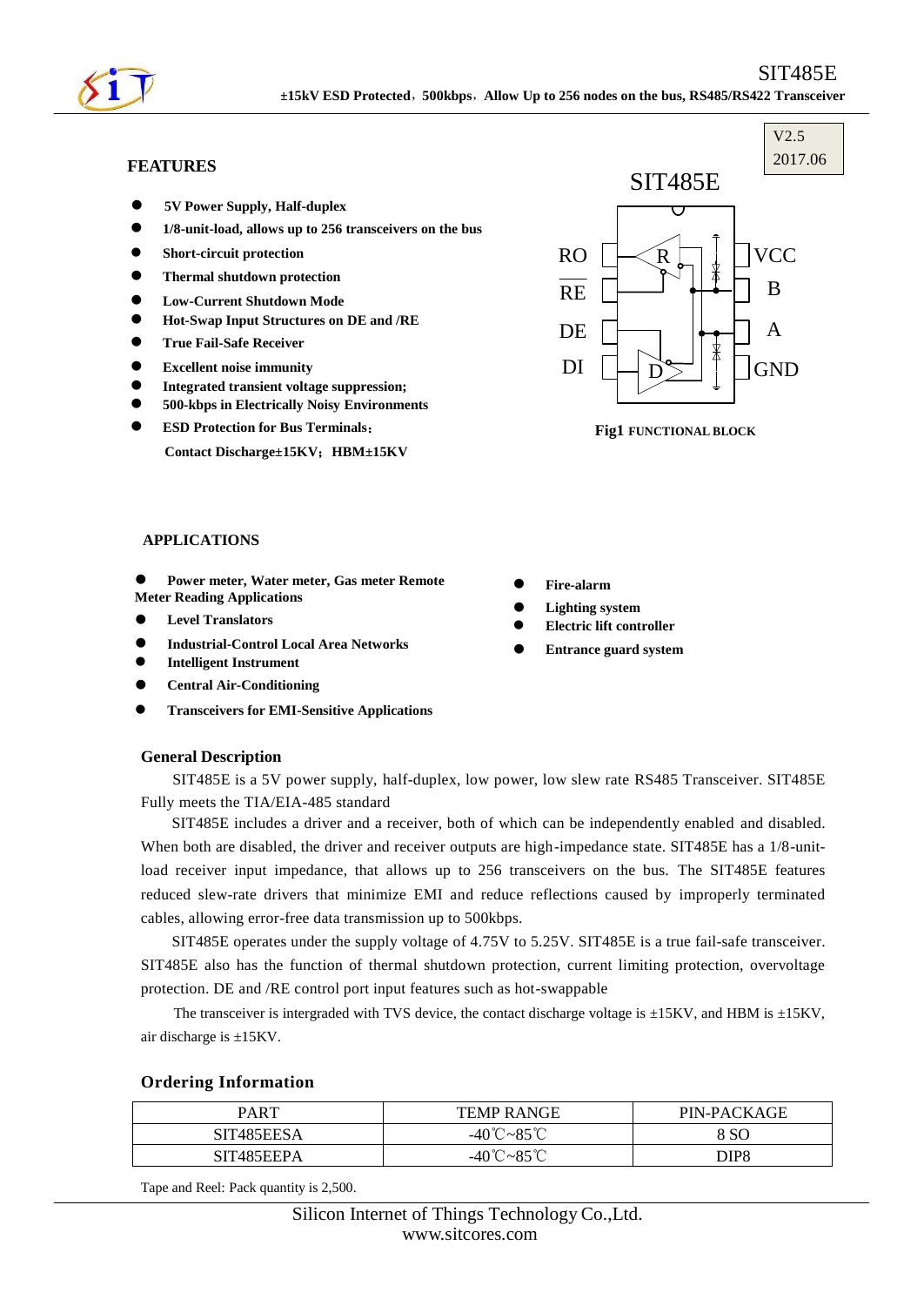# SIT485E

**±15kV ESD Protected，500kbps，Allow Up to 256 nodes on the bus, RS485/RS422 Transceiver**

V2.5
2017.06

## FEATURES

- **5V Power Supply, Half-duplex**
- **1/8-unit-load, allows up to 256 transceivers on the bus**
- **Short-circuit protection**
- **Thermal shutdown protection**
- **Low-Current Shutdown Mode**
- **Hot-Swap Input Structures on DE and /RE**
- **True Fail-Safe Receiver**
- **Excellent noise immunity**
- **Integrated transient voltage suppression;**
- **500-kbps in Electrically Noisy Environments**
- **ESD Protection for Bus Terminals：**
  **Contact Discharge±15KV；HBM±15KV**

SIT485E

RO, RE, DE, DI, VCC, B, A, GND

**Fig1 FUNCTIONAL BLOCK**

## APPLICATIONS

- **Power meter, Water meter, Gas meter Remote Meter Reading Applications**
- **Level Translators**
- **Industrial-Control Local Area Networks**
- **Intelligent Instrument**
- **Central Air-Conditioning**
- **Transceivers for EMI-Sensitive Applications**
- **Fire-alarm**
- **Lighting system**
- **Electric lift controller**
- **Entrance guard system**

## General Description

SIT485E is a 5V power supply, half-duplex, low power, low slew rate RS485 Transceiver. SIT485E Fully meets the TIA/EIA-485 standard

SIT485E includes a driver and a receiver, both of which can be independently enabled and disabled. When both are disabled, the driver and receiver outputs are high-impedance state. SIT485E has a 1/8-unit-load receiver input impedance, that allows up to 256 transceivers on the bus. The SIT485E features reduced slew-rate drivers that minimize EMI and reduce reflections caused by improperly terminated cables, allowing error-free data transmission up to 500kbps.

SIT485E operates under the supply voltage of 4.75V to 5.25V. SIT485E is a true fail-safe transceiver. SIT485E also has the function of thermal shutdown protection, current limiting protection, overvoltage protection. DE and /RE control port input features such as hot-swappable

The transceiver is intergraded with TVS device, the contact discharge voltage is ±15KV, and HBM is ±15KV, air discharge is ±15KV.

## Ordering Information

| PART | TEMP RANGE | PIN-PACKAGE |
|---|---|---|
| SIT485EESA | -40℃~85℃ | 8 SO |
| SIT485EEPA | -40℃~85℃ | DIP8 |

Tape and Reel: Pack quantity is 2,500.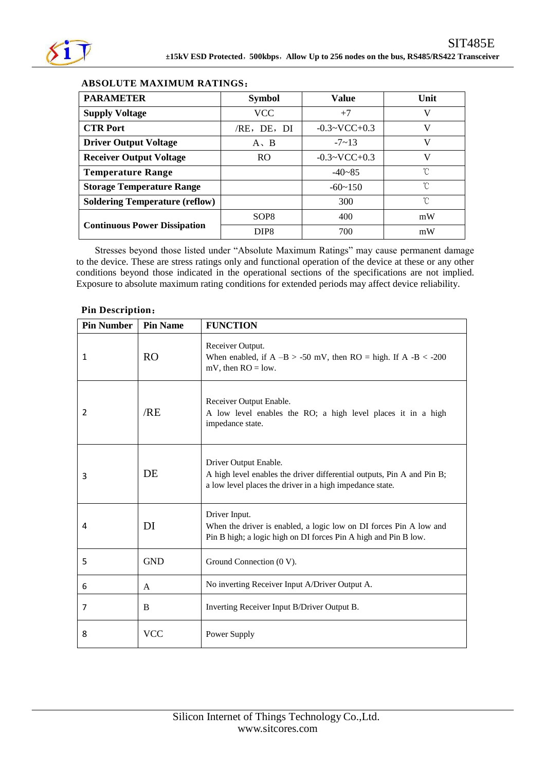**ABSOLUTE MAXIMUM RATINGS**：

| PARAMETER | Symbol | Value | Unit |
|---|---|---|---|
| **Supply Voltage** | VCC | +7 | V |
| **CTR Port** | /RE，DE，DI | -0.3~VCC+0.3 | V |
| **Driver Output Voltage** | A、B | -7~13 | V |
| **Receiver Output Voltage** | RO | -0.3~VCC+0.3 | V |
| **Temperature Range** | | -40~85 | ℃ |
| **Storage Temperature Range** | | -60~150 | ℃ |
| **Soldering Temperature (reflow)** | | 300 | ℃ |
| **Continuous Power Dissipation** | SOP8 | 400 | mW |
| | DIP8 | 700 | mW |

Stresses beyond those listed under "Absolute Maximum Ratings" may cause permanent damage to the device. These are stress ratings only and functional operation of the device at these or any other conditions beyond those indicated in the operational sections of the specifications are not implied. Exposure to absolute maximum rating conditions for extended periods may affect device reliability.

**Pin Description**：

| Pin Number | Pin Name | FUNCTION |
|---|---|---|
| 1 | RO | Receiver Output. When enabled, if A –B > -50 mV, then RO = high. If A -B < -200 mV, then RO = low. |
| 2 | /RE | Receiver Output Enable. A low level enables the RO; a high level places it in a high impedance state. |
| 3 | DE | Driver Output Enable. A high level enables the driver differential outputs, Pin A and Pin B; a low level places the driver in a high impedance state. |
| 4 | DI | Driver Input. When the driver is enabled, a logic low on DI forces Pin A low and Pin B high; a logic high on DI forces Pin A high and Pin B low. |
| 5 | GND | Ground Connection (0 V). |
| 6 | A | No inverting Receiver Input A/Driver Output A. |
| 7 | B | Inverting Receiver Input B/Driver Output B. |
| 8 | VCC | Power Supply |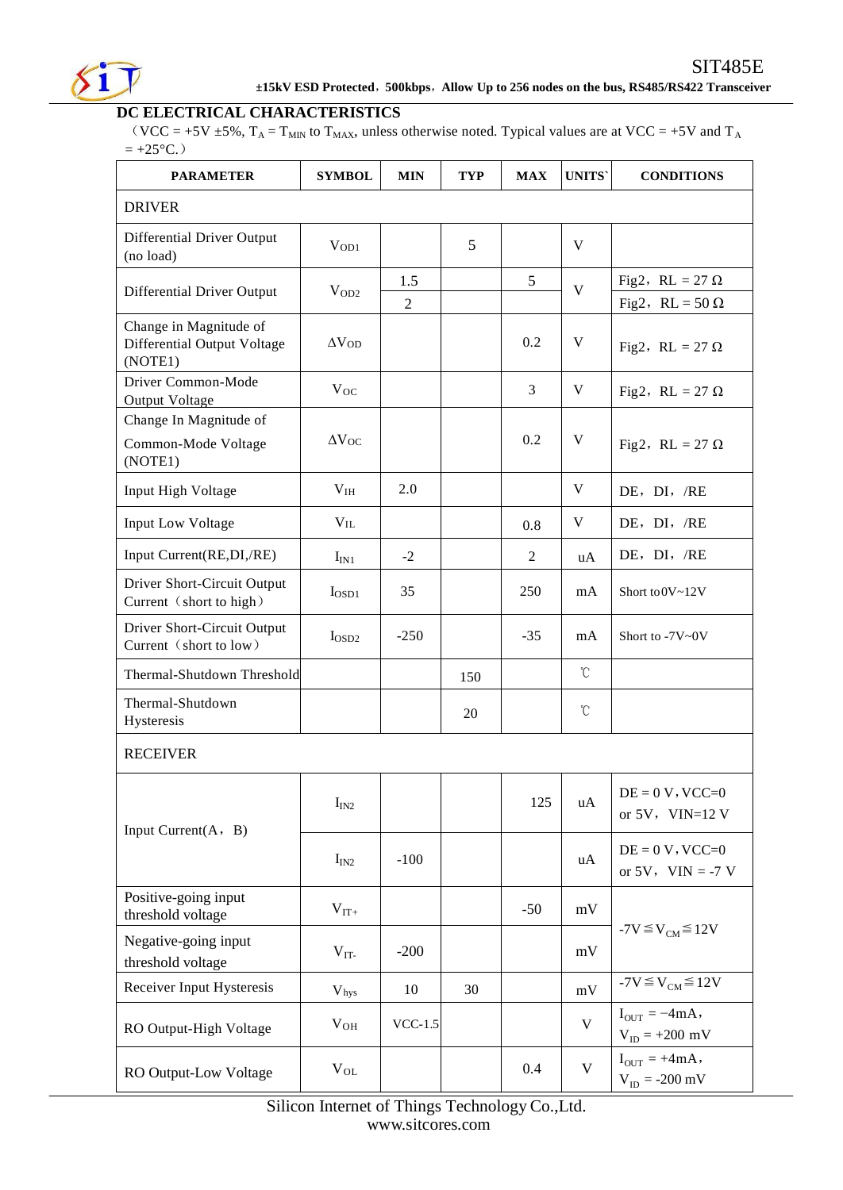## DC ELECTRICAL CHARACTERISTICS

（VCC = +5V ±5%, $T_A = T_{MIN}$ to $T_{MAX}$, unless otherwise noted. Typical values are at VCC = +5V and $T_A$ = +25°C.）

| PARAMETER | SYMBOL | MIN | TYP | MAX | UNITS` | CONDITIONS |
|---|---|---|---|---|---|---|
| DRIVER | | | | | | |
| Differential Driver Output (no load) | $V_{OD1}$ | | 5 | | V | |
| Differential Driver Output | $V_{OD2}$ | 1.5 | | 5 | V | Fig2，RL = 27 Ω |
| | | 2 | | | | Fig2，RL = 50 Ω |
| Change in Magnitude of Differential Output Voltage (NOTE1) | $\Delta V_{OD}$ | | | 0.2 | V | Fig2，RL = 27 Ω |
| Driver Common-Mode Output Voltage | $V_{OC}$ | | | 3 | V | Fig2，RL = 27 Ω |
| Change In Magnitude of Common-Mode Voltage (NOTE1) | $\Delta V_{OC}$ | | | 0.2 | V | Fig2，RL = 27 Ω |
| Input High Voltage | $V_{IH}$ | 2.0 | | | V | DE，DI，/RE |
| Input Low Voltage | $V_{IL}$ | | | 0.8 | V | DE，DI，/RE |
| Input Current(RE,DI,/RE) | $I_{IN1}$ | -2 | | 2 | uA | DE，DI，/RE |
| Driver Short-Circuit Output Current（short to high） | $I_{OSD1}$ | 35 | | 250 | mA | Short to0V~12V |
| Driver Short-Circuit Output Current（short to low） | $I_{OSD2}$ | -250 | | -35 | mA | Short to -7V~0V |
| Thermal-Shutdown Threshold | | | 150 | | ℃ | |
| Thermal-Shutdown Hysteresis | | | 20 | | ℃ | |
| RECEIVER | | | | | | |
| Input Current(A，B) | $I_{IN2}$ | | | 125 | uA | DE = 0 V, VCC=0 or 5V，VIN=12 V |
| | $I_{IN2}$ | -100 | | | uA | DE = 0 V, VCC=0 or 5V，VIN = -7 V |
| Positive-going input threshold voltage | $V_{IT+}$ | | | -50 | mV | $-7V \leqq V_{CM} \leqq 12V$ |
| Negative-going input threshold voltage | $V_{IT-}$ | -200 | | | mV | $-7V \leqq V_{CM} \leqq 12V$ |
| Receiver Input Hysteresis | $V_{hys}$ | 10 | 30 | | mV | $-7V \leqq V_{CM} \leqq 12V$ |
| RO Output-High Voltage | $V_{OH}$ | VCC-1.5 | | | V | $I_{OUT}$ = −4mA， $V_{ID}$ = +200 mV |
| RO Output-Low Voltage | $V_{OL}$ | | | 0.4 | V | $I_{OUT}$ = +4mA， $V_{ID}$ = -200 mV |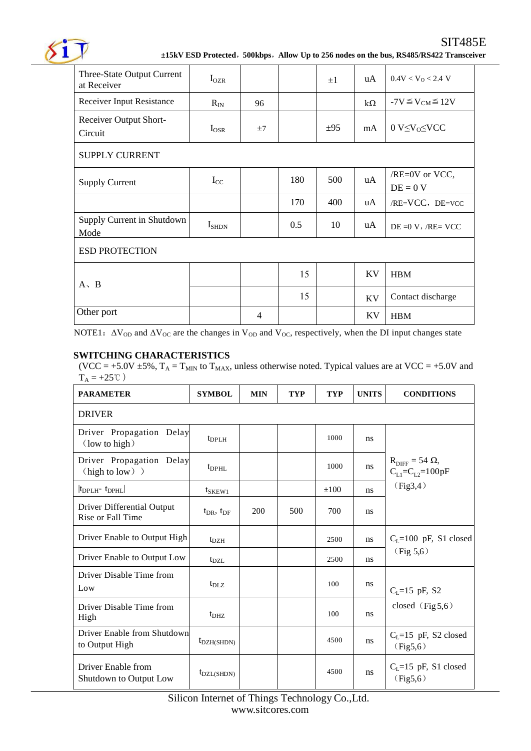| | | | | | | |
|---|---|---|---|---|---|---|
| Three-State Output Current at Receiver | $I_{OZR}$ | | | ±1 | uA | $0.4V < V_O < 2.4$ V |
| Receiver Input Resistance | $R_{IN}$ | 96 | | | kΩ | $-7V \leqq V_{CM} \leqq 12V$ |
| Receiver Output Short-Circuit | $I_{OSR}$ | ±7 | | ±95 | mA | $0 V \leq V_O \leq VCC$ |
| SUPPLY CURRENT | | | | | | |
| Supply Current | $I_{CC}$ | | 180 | 500 | uA | /RE=0V or VCC, DE = 0 V |
| | | | 170 | 400 | uA | /RE=VCC，DE=VCC |
| Supply Current in Shutdown Mode | $I_{SHDN}$ | | 0.5 | 10 | uA | DE =0 V，/RE= VCC |
| ESD PROTECTION | | | | | | |
| A、B | | | 15 | | KV | HBM |
| | | | 15 | | KV | Contact discharge |
| Other port | | 4 | | | KV | HBM |

NOTE1：$\Delta V_{OD}$ and $\Delta V_{OC}$ are the changes in $V_{OD}$ and $V_{OC}$, respectively, when the DI input changes state

### SWITCHING CHARACTERISTICS

(VCC = +5.0V ±5%, $T_A = T_{MIN}$ to $T_{MAX}$, unless otherwise noted. Typical values are at VCC = +5.0V and $T_A$ = +25℃)

| PARAMETER | SYMBOL | MIN | TYP | TYP | UNITS | CONDITIONS |
|---|---|---|---|---|---|---|
| DRIVER | | | | | | |
| Driver Propagation Delay (low to high) | $t_{DPLH}$ | | | 1000 | ns | $R_{DIFF}$ = 54 Ω, $C_{L1}=C_{L2}$=100pF (Fig3,4) |
| Driver Propagation Delay (high to low) ) | $t_{DPHL}$ | | | 1000 | ns | |
| $\lvert t_{DPLH} - t_{DPHL} \rvert$ | $t_{SKEW1}$ | | | ±100 | ns | |
| Driver Differential Output Rise or Fall Time | $t_{DR}$, $t_{DF}$ | 200 | 500 | 700 | ns | |
| Driver Enable to Output High | $t_{DZH}$ | | | 2500 | ns | $C_L$=100 pF, S1 closed (Fig 5,6) |
| Driver Enable to Output Low | $t_{DZL}$ | | | 2500 | ns | |
| Driver Disable Time from Low | $t_{DLZ}$ | | | 100 | ns | $C_L$=15 pF, S2 closed (Fig 5,6) |
| Driver Disable Time from High | $t_{DHZ}$ | | | 100 | ns | |
| Driver Enable from Shutdown to Output High | $t_{DZH(SHDN)}$ | | | 4500 | ns | $C_L$=15 pF, S2 closed (Fig5,6) |
| Driver Enable from Shutdown to Output Low | $t_{DZL(SHDN)}$ | | | 4500 | ns | $C_L$=15 pF, S1 closed (Fig5,6) |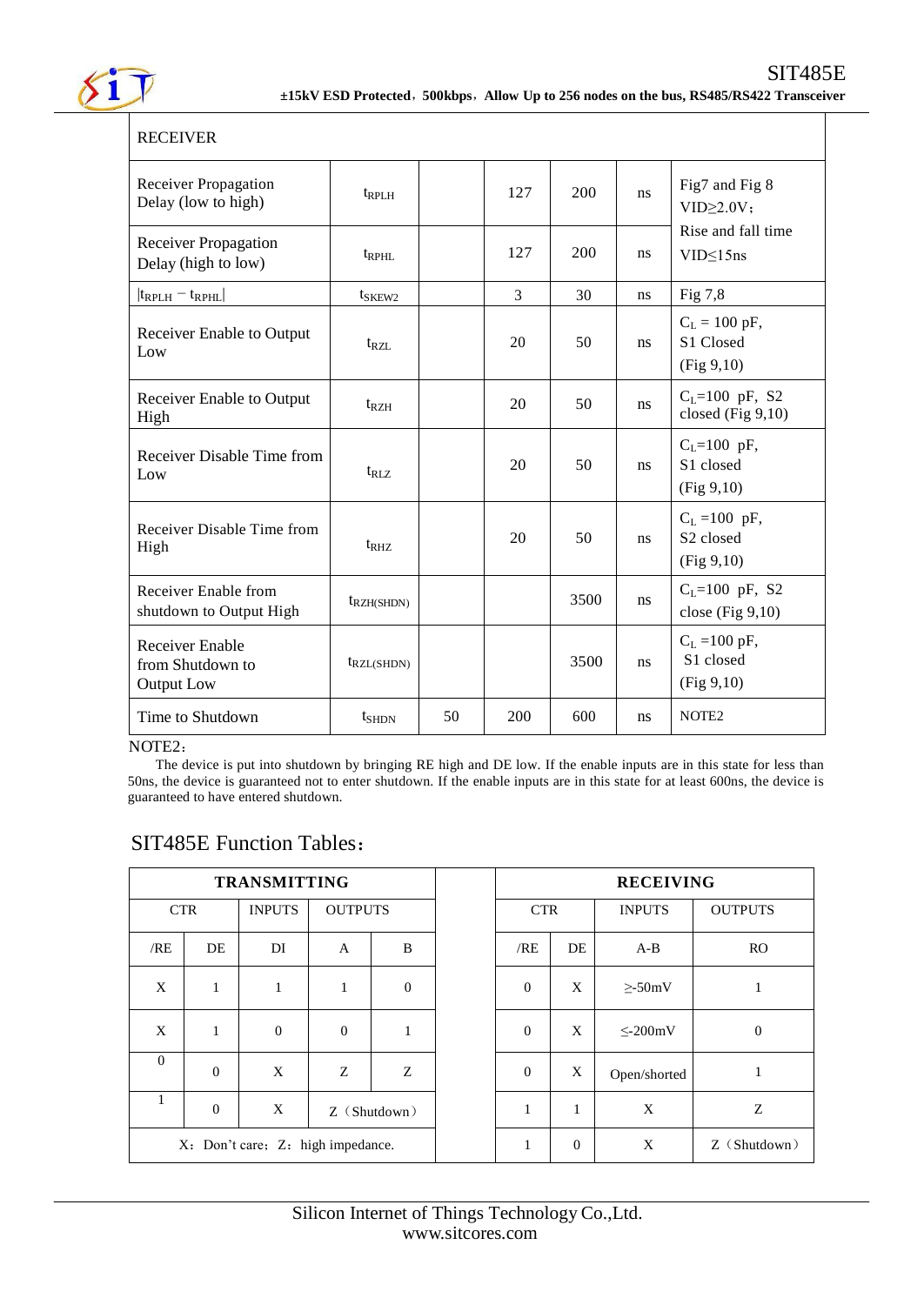| RECEIVER | | | | | | |
|---|---|---|---|---|---|---|
| Receiver Propagation Delay (low to high) | $t_{RPLH}$ | | 127 | 200 | ns | Fig7 and Fig 8 VID≥2.0V； Rise and fall time VID≤15ns |
| Receiver Propagation Delay (high to low) | $t_{RPHL}$ | | 127 | 200 | ns | |
| $\lvert t_{RPLH} - t_{RPHL} \rvert$ | $t_{SKEW2}$ | | 3 | 30 | ns | Fig 7,8 |
| Receiver Enable to Output Low | $t_{RZL}$ | | 20 | 50 | ns | $C_L$ = 100 pF, S1 Closed (Fig 9,10) |
| Receiver Enable to Output High | $t_{RZH}$ | | 20 | 50 | ns | $C_L$=100 pF, S2 closed (Fig 9,10) |
| Receiver Disable Time from Low | $t_{RLZ}$ | | 20 | 50 | ns | $C_L$=100 pF, S1 closed (Fig 9,10) |
| Receiver Disable Time from High | $t_{RHZ}$ | | 20 | 50 | ns | $C_L$ =100 pF, S2 closed (Fig 9,10) |
| Receiver Enable from shutdown to Output High | $t_{RZH(SHDN)}$ | | | 3500 | ns | $C_L$=100 pF, S2 close (Fig 9,10) |
| Receiver Enable from Shutdown to Output Low | $t_{RZL(SHDN)}$ | | | 3500 | ns | $C_L$ =100 pF, S1 closed (Fig 9,10) |
| Time to Shutdown | $t_{SHDN}$ | 50 | 200 | 600 | ns | NOTE2 |

NOTE2：

The device is put into shutdown by bringing RE high and DE low. If the enable inputs are in this state for less than 50ns, the device is guaranteed not to enter shutdown. If the enable inputs are in this state for at least 600ns, the device is guaranteed to have entered shutdown.

## SIT485E Function Tables：

| TRANSMITTING | | | | |
|---|---|---|---|---|
| CTR | | INPUTS | OUTPUTS | |
| /RE | DE | DI | A | B |
| X | 1 | 1 | 1 | 0 |
| X | 1 | 0 | 0 | 1 |
| 0 | 0 | X | Z | Z |
| 1 | 0 | X | Z（Shutdown） | |

X：Don't care；Z：high impedance.

| RECEIVING | | | |
|---|---|---|---|
| CTR | | INPUTS | OUTPUTS |
| /RE | DE | A-B | RO |
| 0 | X | ≥-50mV | 1 |
| 0 | X | ≤-200mV | 0 |
| 0 | X | Open/shorted | 1 |
| 1 | 1 | X | Z |
| 1 | 0 | X | Z（Shutdown） |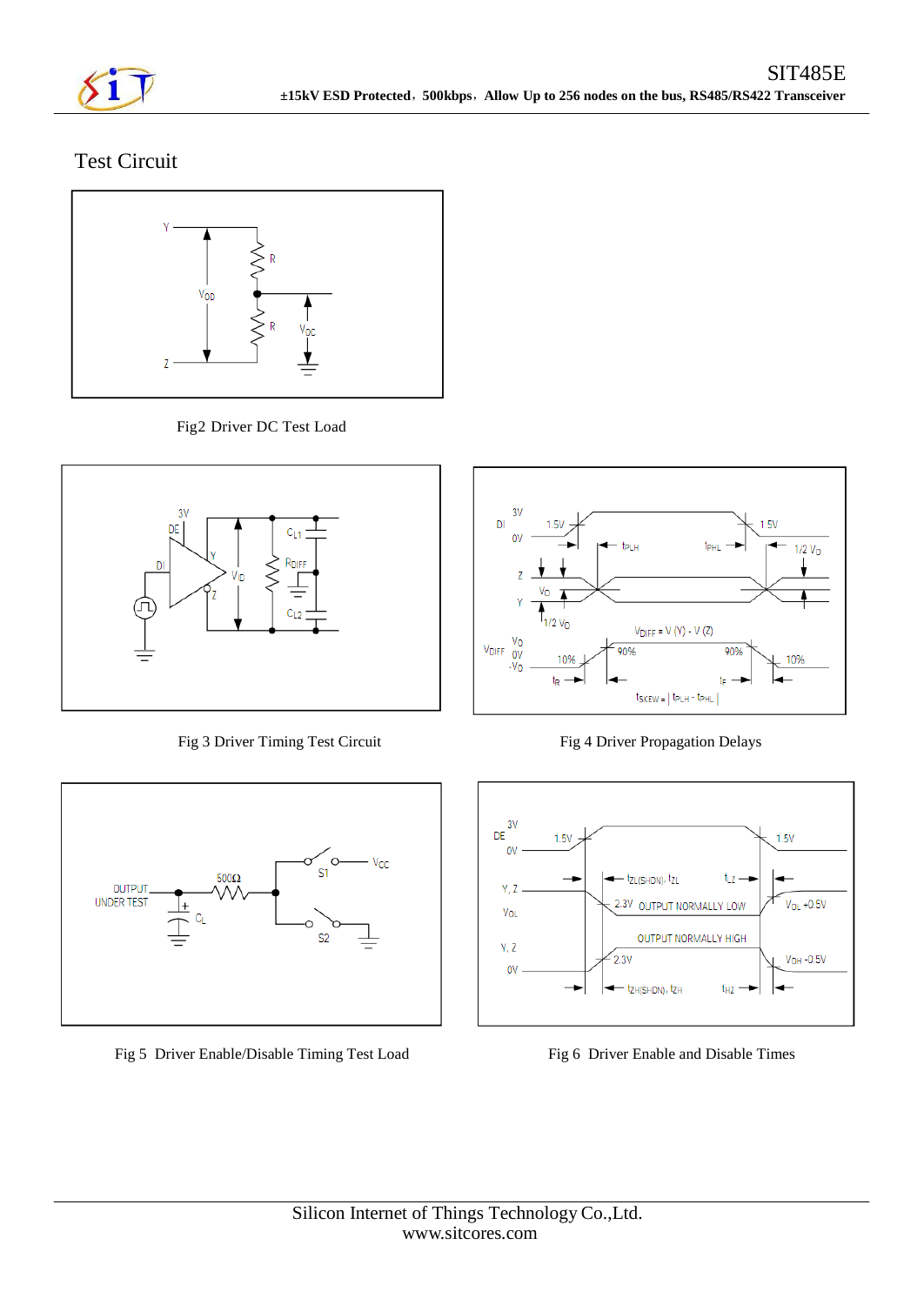## Test Circuit

Fig2 Driver DC Test Load

Fig 3 Driver Timing Test Circuit

Fig 4 Driver Propagation Delays

Fig 5 Driver Enable/Disable Timing Test Load

Fig 6 Driver Enable and Disable Times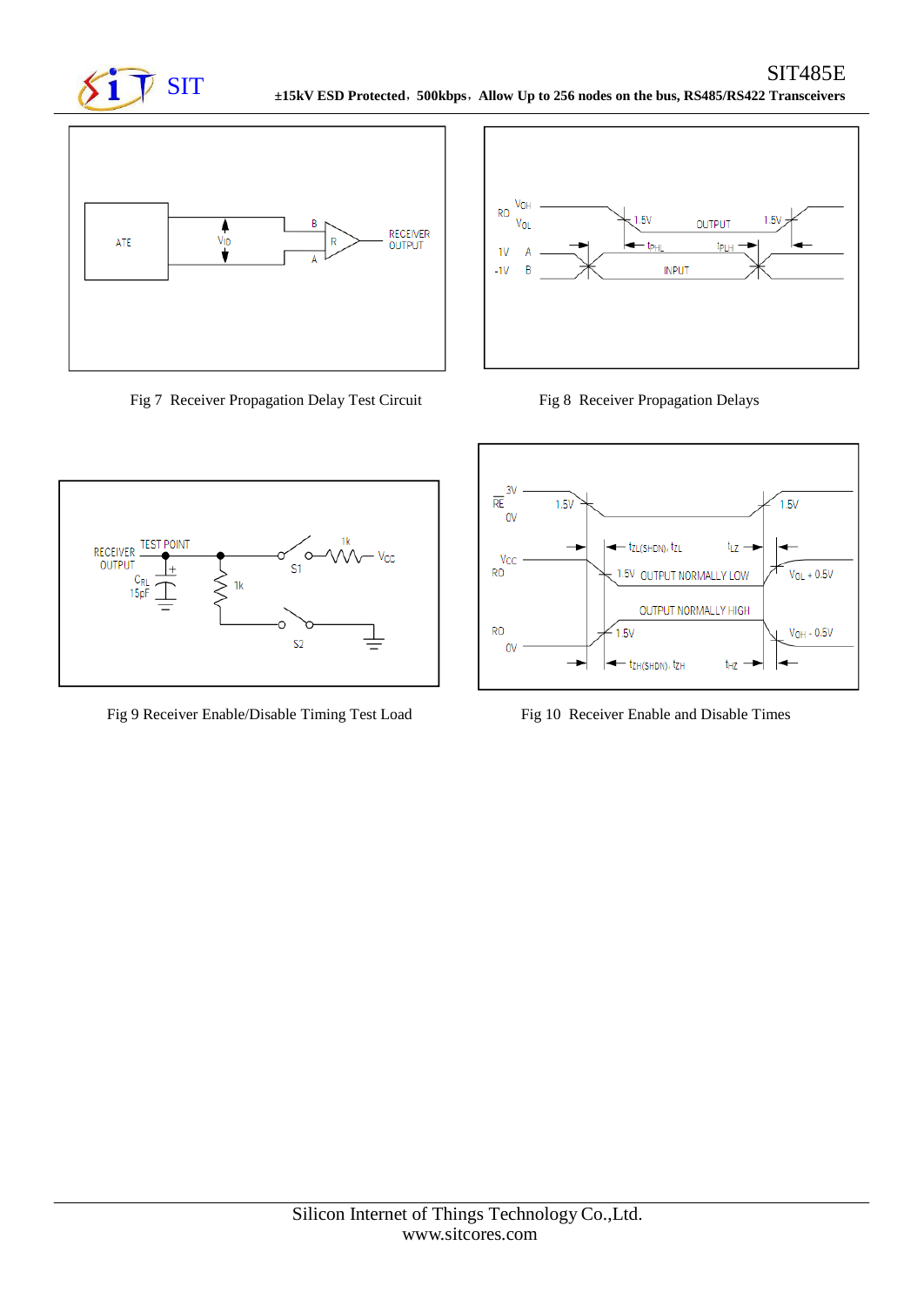Fig 7 Receiver Propagation Delay Test Circuit

Fig 8 Receiver Propagation Delays

Fig 9 Receiver Enable/Disable Timing Test Load

Fig 10 Receiver Enable and Disable Times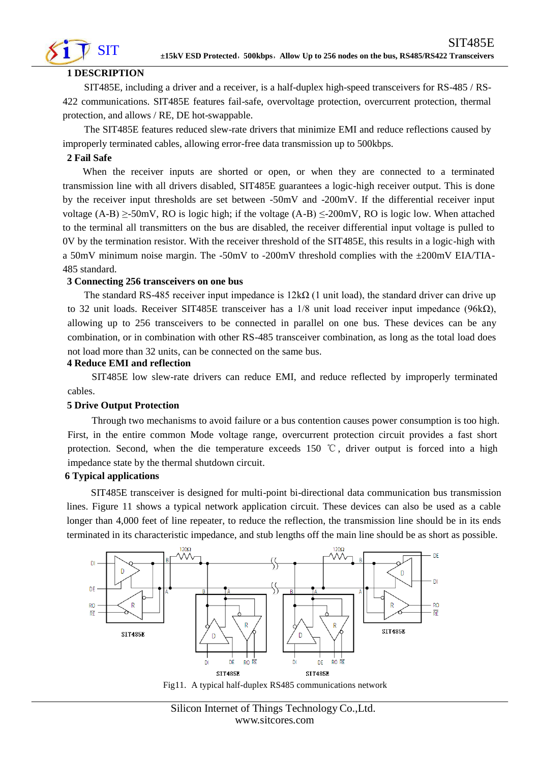## 1 DESCRIPTION

SIT485E, including a driver and a receiver, is a half-duplex high-speed transceivers for RS-485 / RS-422 communications. SIT485E features fail-safe, overvoltage protection, overcurrent protection, thermal protection, and allows / RE, DE hot-swappable.

The SIT485E features reduced slew-rate drivers that minimize EMI and reduce reflections caused by improperly terminated cables, allowing error-free data transmission up to 500kbps.

## 2 Fail Safe

When the receiver inputs are shorted or open, or when they are connected to a terminated transmission line with all drivers disabled, SIT485E guarantees a logic-high receiver output. This is done by the receiver input thresholds are set between -50mV and -200mV. If the differential receiver input voltage (A-B) ≥-50mV, RO is logic high; if the voltage (A-B) ≤-200mV, RO is logic low. When attached to the terminal all transmitters on the bus are disabled, the receiver differential input voltage is pulled to 0V by the termination resistor. With the receiver threshold of the SIT485E, this results in a logic-high with a 50mV minimum noise margin. The -50mV to -200mV threshold complies with the ±200mV EIA/TIA-485 standard.

## 3 Connecting 256 transceivers on one bus

The standard RS-485 receiver input impedance is 12kΩ (1 unit load), the standard driver can drive up to 32 unit loads. Receiver SIT485E transceiver has a 1/8 unit load receiver input impedance (96kΩ), allowing up to 256 transceivers to be connected in parallel on one bus. These devices can be any combination, or in combination with other RS-485 transceiver combination, as long as the total load does not load more than 32 units, can be connected on the same bus.

## 4 Reduce EMI and reflection

SIT485E low slew-rate drivers can reduce EMI, and reduce reflected by improperly terminated cables.

## 5 Drive Output Protection

Through two mechanisms to avoid failure or a bus contention causes power consumption is too high. First, in the entire common Mode voltage range, overcurrent protection circuit provides a fast short protection. Second, when the die temperature exceeds 150 ℃, driver output is forced into a high impedance state by the thermal shutdown circuit.

## 6 Typical applications

SIT485E transceiver is designed for multi-point bi-directional data communication bus transmission lines. Figure 11 shows a typical network application circuit. These devices can also be used as a cable longer than 4,000 feet of line repeater, to reduce the reflection, the transmission line should be in its ends terminated in its characteristic impedance, and stub lengths off the main line should be as short as possible.

Fig11. A typical half-duplex RS485 communications network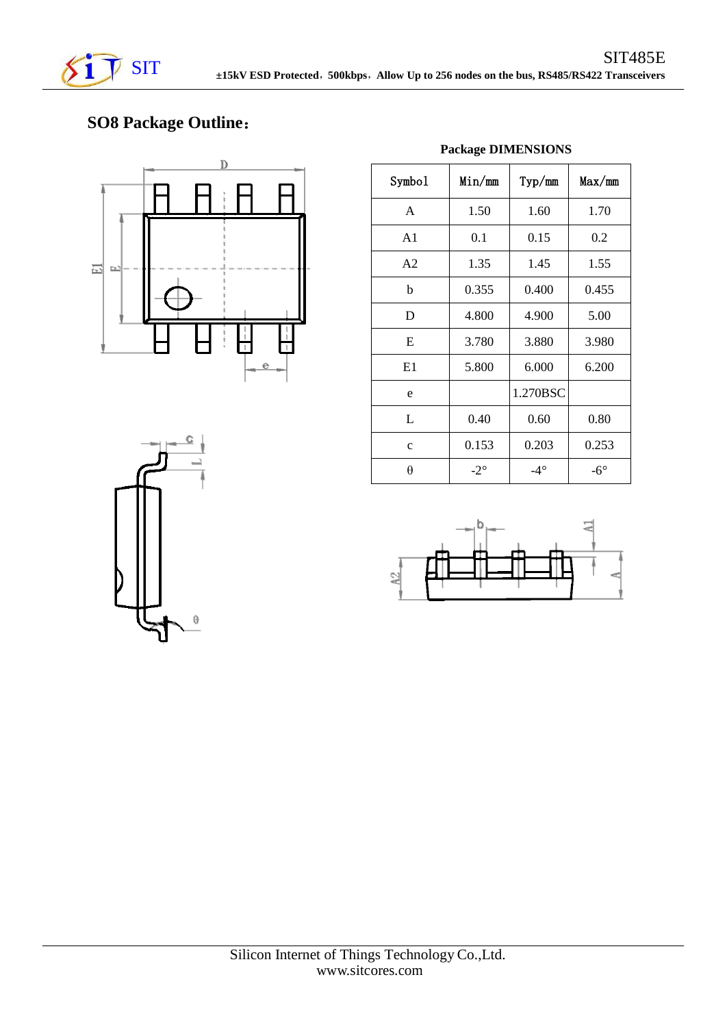## SO8 Package Outline：

**Package DIMENSIONS**

| Symbol | Min/mm | Typ/mm | Max/mm |
|---|---|---|---|
| A | 1.50 | 1.60 | 1.70 |
| A1 | 0.1 | 0.15 | 0.2 |
| A2 | 1.35 | 1.45 | 1.55 |
| b | 0.355 | 0.400 | 0.455 |
| D | 4.800 | 4.900 | 5.00 |
| E | 3.780 | 3.880 | 3.980 |
| E1 | 5.800 | 6.000 | 6.200 |
| e | | 1.270BSC | |
| L | 0.40 | 0.60 | 0.80 |
| c | 0.153 | 0.203 | 0.253 |
| θ | -2° | -4° | -6° |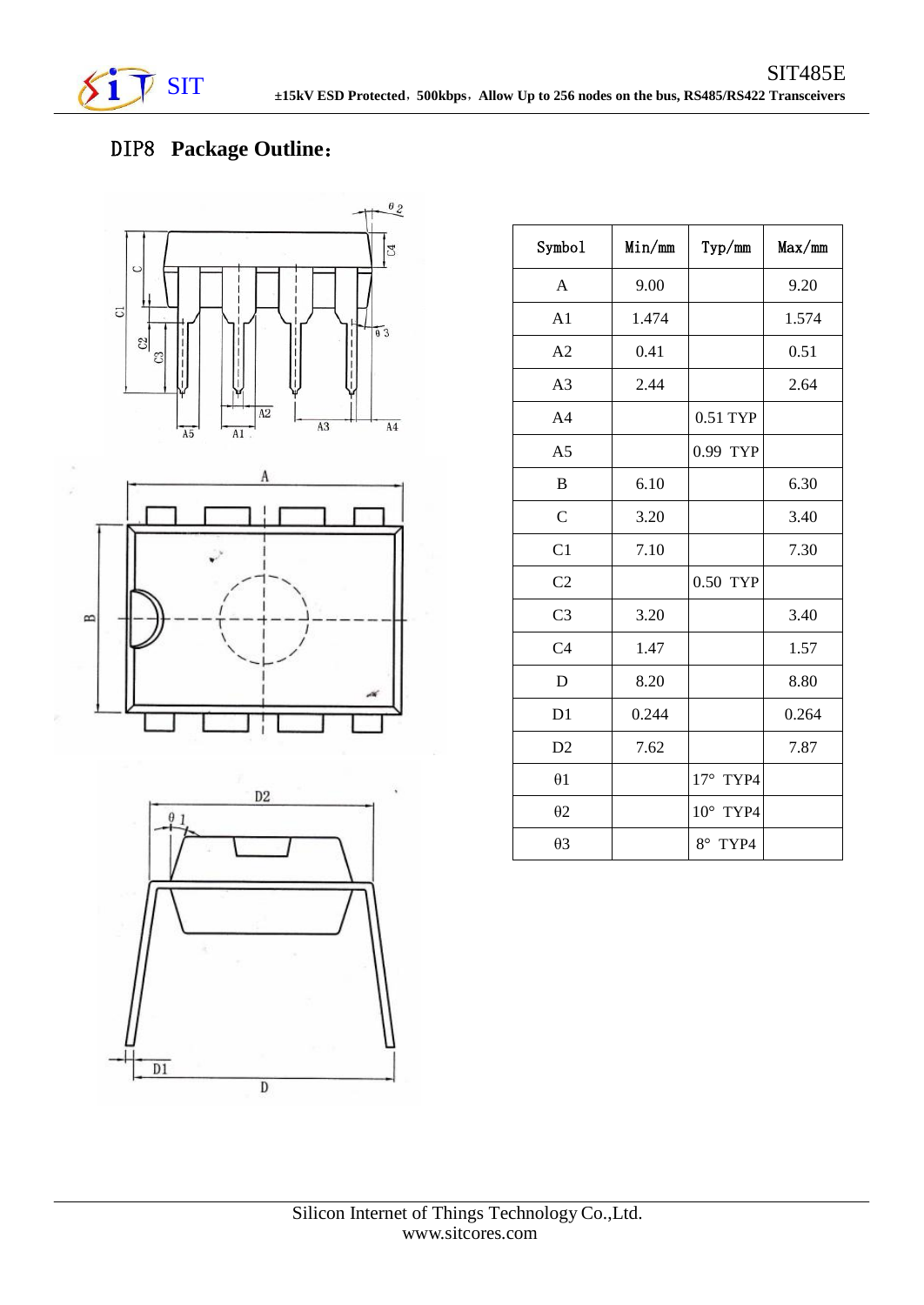## DIP8 Package Outline:

A5 A1 A2 A3 A4
C C1 C2 C3 C4
θ2 θ3
A
B
D2
θ1
D1
D

| Symbol | Min/mm | Typ/mm | Max/mm |
|---|---|---|---|
| A | 9.00 | | 9.20 |
| A1 | 1.474 | | 1.574 |
| A2 | 0.41 | | 0.51 |
| A3 | 2.44 | | 2.64 |
| A4 | | 0.51 TYP | |
| A5 | | 0.99 TYP | |
| B | 6.10 | | 6.30 |
| C | 3.20 | | 3.40 |
| C1 | 7.10 | | 7.30 |
| C2 | | 0.50 TYP | |
| C3 | 3.20 | | 3.40 |
| C4 | 1.47 | | 1.57 |
| D | 8.20 | | 8.80 |
| D1 | 0.244 | | 0.264 |
| D2 | 7.62 | | 7.87 |
| θ1 | | 17° TYP4 | |
| θ2 | | 10° TYP4 | |
| θ3 | | 8° TYP4 | |